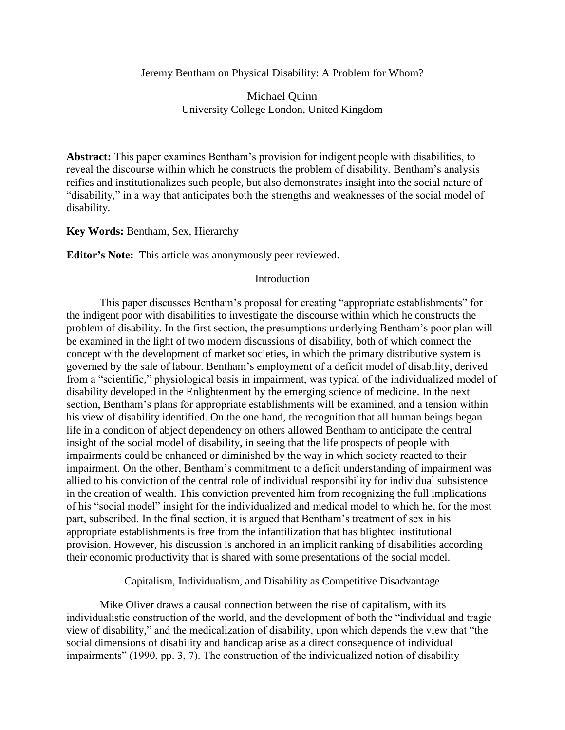# Jeremy Bentham on Physical Disability: A Problem for Whom?

Michael Quinn
University College London, United Kingdom

**Abstract:** This paper examines Bentham's provision for indigent people with disabilities, to reveal the discourse within which he constructs the problem of disability. Bentham's analysis reifies and institutionalizes such people, but also demonstrates insight into the social nature of "disability," in a way that anticipates both the strengths and weaknesses of the social model of disability.

**Key Words:** Bentham, Sex, Hierarchy

**Editor's Note:** This article was anonymously peer reviewed.

## Introduction

This paper discusses Bentham's proposal for creating "appropriate establishments" for the indigent poor with disabilities to investigate the discourse within which he constructs the problem of disability. In the first section, the presumptions underlying Bentham's poor plan will be examined in the light of two modern discussions of disability, both of which connect the concept with the development of market societies, in which the primary distributive system is governed by the sale of labour. Bentham's employment of a deficit model of disability, derived from a "scientific," physiological basis in impairment, was typical of the individualized model of disability developed in the Enlightenment by the emerging science of medicine. In the next section, Bentham's plans for appropriate establishments will be examined, and a tension within his view of disability identified. On the one hand, the recognition that all human beings began life in a condition of abject dependency on others allowed Bentham to anticipate the central insight of the social model of disability, in seeing that the life prospects of people with impairments could be enhanced or diminished by the way in which society reacted to their impairment. On the other, Bentham's commitment to a deficit understanding of impairment was allied to his conviction of the central role of individual responsibility for individual subsistence in the creation of wealth. This conviction prevented him from recognizing the full implications of his "social model" insight for the individualized and medical model to which he, for the most part, subscribed. In the final section, it is argued that Bentham's treatment of sex in his appropriate establishments is free from the infantilization that has blighted institutional provision. However, his discussion is anchored in an implicit ranking of disabilities according their economic productivity that is shared with some presentations of the social model.

## Capitalism, Individualism, and Disability as Competitive Disadvantage

Mike Oliver draws a causal connection between the rise of capitalism, with its individualistic construction of the world, and the development of both the "individual and tragic view of disability," and the medicalization of disability, upon which depends the view that "the social dimensions of disability and handicap arise as a direct consequence of individual impairments" (1990, pp. 3, 7). The construction of the individualized notion of disability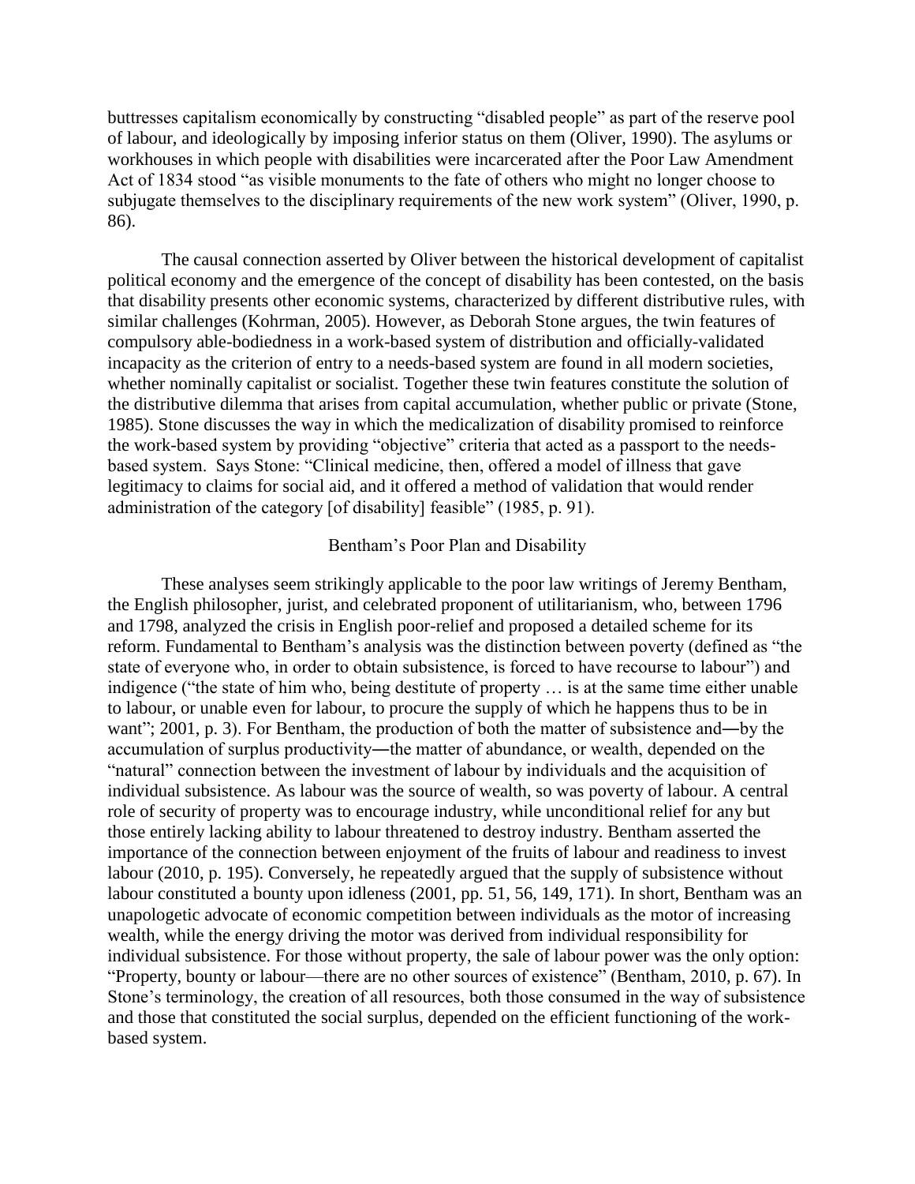buttresses capitalism economically by constructing "disabled people" as part of the reserve pool of labour, and ideologically by imposing inferior status on them (Oliver, 1990). The asylums or workhouses in which people with disabilities were incarcerated after the Poor Law Amendment Act of 1834 stood "as visible monuments to the fate of others who might no longer choose to subjugate themselves to the disciplinary requirements of the new work system" (Oliver, 1990, p. 86).

The causal connection asserted by Oliver between the historical development of capitalist political economy and the emergence of the concept of disability has been contested, on the basis that disability presents other economic systems, characterized by different distributive rules, with similar challenges (Kohrman, 2005). However, as Deborah Stone argues, the twin features of compulsory able-bodiedness in a work-based system of distribution and officially-validated incapacity as the criterion of entry to a needs-based system are found in all modern societies, whether nominally capitalist or socialist. Together these twin features constitute the solution of the distributive dilemma that arises from capital accumulation, whether public or private (Stone, 1985). Stone discusses the way in which the medicalization of disability promised to reinforce the work-based system by providing "objective" criteria that acted as a passport to the needs-based system. Says Stone: "Clinical medicine, then, offered a model of illness that gave legitimacy to claims for social aid, and it offered a method of validation that would render administration of the category [of disability] feasible" (1985, p. 91).

## Bentham's Poor Plan and Disability

These analyses seem strikingly applicable to the poor law writings of Jeremy Bentham, the English philosopher, jurist, and celebrated proponent of utilitarianism, who, between 1796 and 1798, analyzed the crisis in English poor-relief and proposed a detailed scheme for its reform. Fundamental to Bentham's analysis was the distinction between poverty (defined as "the state of everyone who, in order to obtain subsistence, is forced to have recourse to labour") and indigence ("the state of him who, being destitute of property … is at the same time either unable to labour, or unable even for labour, to procure the supply of which he happens thus to be in want"; 2001, p. 3). For Bentham, the production of both the matter of subsistence and—by the accumulation of surplus productivity—the matter of abundance, or wealth, depended on the "natural" connection between the investment of labour by individuals and the acquisition of individual subsistence. As labour was the source of wealth, so was poverty of labour. A central role of security of property was to encourage industry, while unconditional relief for any but those entirely lacking ability to labour threatened to destroy industry. Bentham asserted the importance of the connection between enjoyment of the fruits of labour and readiness to invest labour (2010, p. 195). Conversely, he repeatedly argued that the supply of subsistence without labour constituted a bounty upon idleness (2001, pp. 51, 56, 149, 171). In short, Bentham was an unapologetic advocate of economic competition between individuals as the motor of increasing wealth, while the energy driving the motor was derived from individual responsibility for individual subsistence. For those without property, the sale of labour power was the only option: "Property, bounty or labour—there are no other sources of existence" (Bentham, 2010, p. 67). In Stone's terminology, the creation of all resources, both those consumed in the way of subsistence and those that constituted the social surplus, depended on the efficient functioning of the work-based system.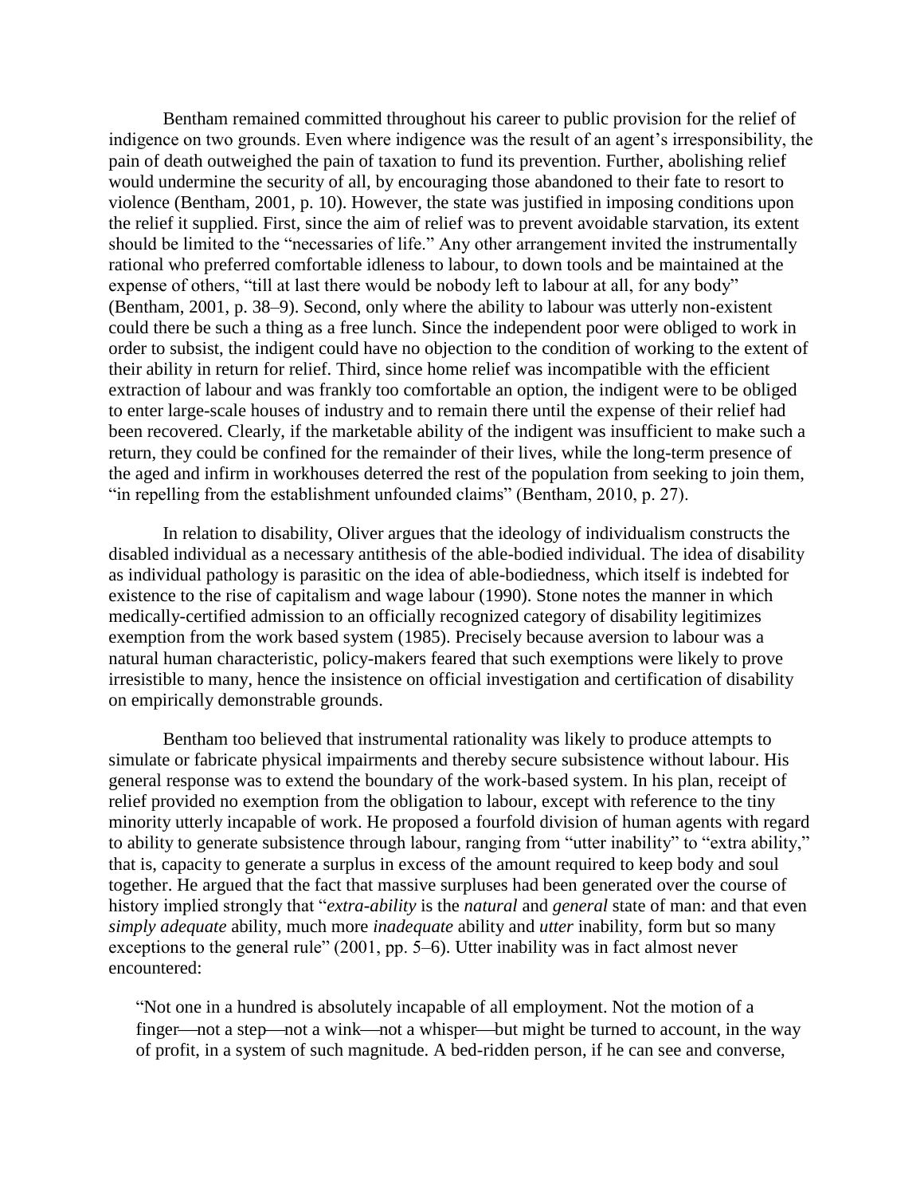Bentham remained committed throughout his career to public provision for the relief of indigence on two grounds. Even where indigence was the result of an agent's irresponsibility, the pain of death outweighed the pain of taxation to fund its prevention. Further, abolishing relief would undermine the security of all, by encouraging those abandoned to their fate to resort to violence (Bentham, 2001, p. 10). However, the state was justified in imposing conditions upon the relief it supplied. First, since the aim of relief was to prevent avoidable starvation, its extent should be limited to the "necessaries of life." Any other arrangement invited the instrumentally rational who preferred comfortable idleness to labour, to down tools and be maintained at the expense of others, "till at last there would be nobody left to labour at all, for any body" (Bentham, 2001, p. 38–9). Second, only where the ability to labour was utterly non-existent could there be such a thing as a free lunch. Since the independent poor were obliged to work in order to subsist, the indigent could have no objection to the condition of working to the extent of their ability in return for relief. Third, since home relief was incompatible with the efficient extraction of labour and was frankly too comfortable an option, the indigent were to be obliged to enter large-scale houses of industry and to remain there until the expense of their relief had been recovered. Clearly, if the marketable ability of the indigent was insufficient to make such a return, they could be confined for the remainder of their lives, while the long-term presence of the aged and infirm in workhouses deterred the rest of the population from seeking to join them, "in repelling from the establishment unfounded claims" (Bentham, 2010, p. 27).

In relation to disability, Oliver argues that the ideology of individualism constructs the disabled individual as a necessary antithesis of the able-bodied individual. The idea of disability as individual pathology is parasitic on the idea of able-bodiedness, which itself is indebted for existence to the rise of capitalism and wage labour (1990). Stone notes the manner in which medically-certified admission to an officially recognized category of disability legitimizes exemption from the work based system (1985). Precisely because aversion to labour was a natural human characteristic, policy-makers feared that such exemptions were likely to prove irresistible to many, hence the insistence on official investigation and certification of disability on empirically demonstrable grounds.

Bentham too believed that instrumental rationality was likely to produce attempts to simulate or fabricate physical impairments and thereby secure subsistence without labour. His general response was to extend the boundary of the work-based system. In his plan, receipt of relief provided no exemption from the obligation to labour, except with reference to the tiny minority utterly incapable of work. He proposed a fourfold division of human agents with regard to ability to generate subsistence through labour, ranging from "utter inability" to "extra ability," that is, capacity to generate a surplus in excess of the amount required to keep body and soul together. He argued that the fact that massive surpluses had been generated over the course of history implied strongly that "*extra-ability* is the *natural* and *general* state of man: and that even *simply adequate* ability, much more *inadequate* ability and *utter* inability, form but so many exceptions to the general rule" (2001, pp. 5–6). Utter inability was in fact almost never encountered:

> "Not one in a hundred is absolutely incapable of all employment. Not the motion of a finger—not a step—not a wink—not a whisper—but might be turned to account, in the way of profit, in a system of such magnitude. A bed-ridden person, if he can see and converse,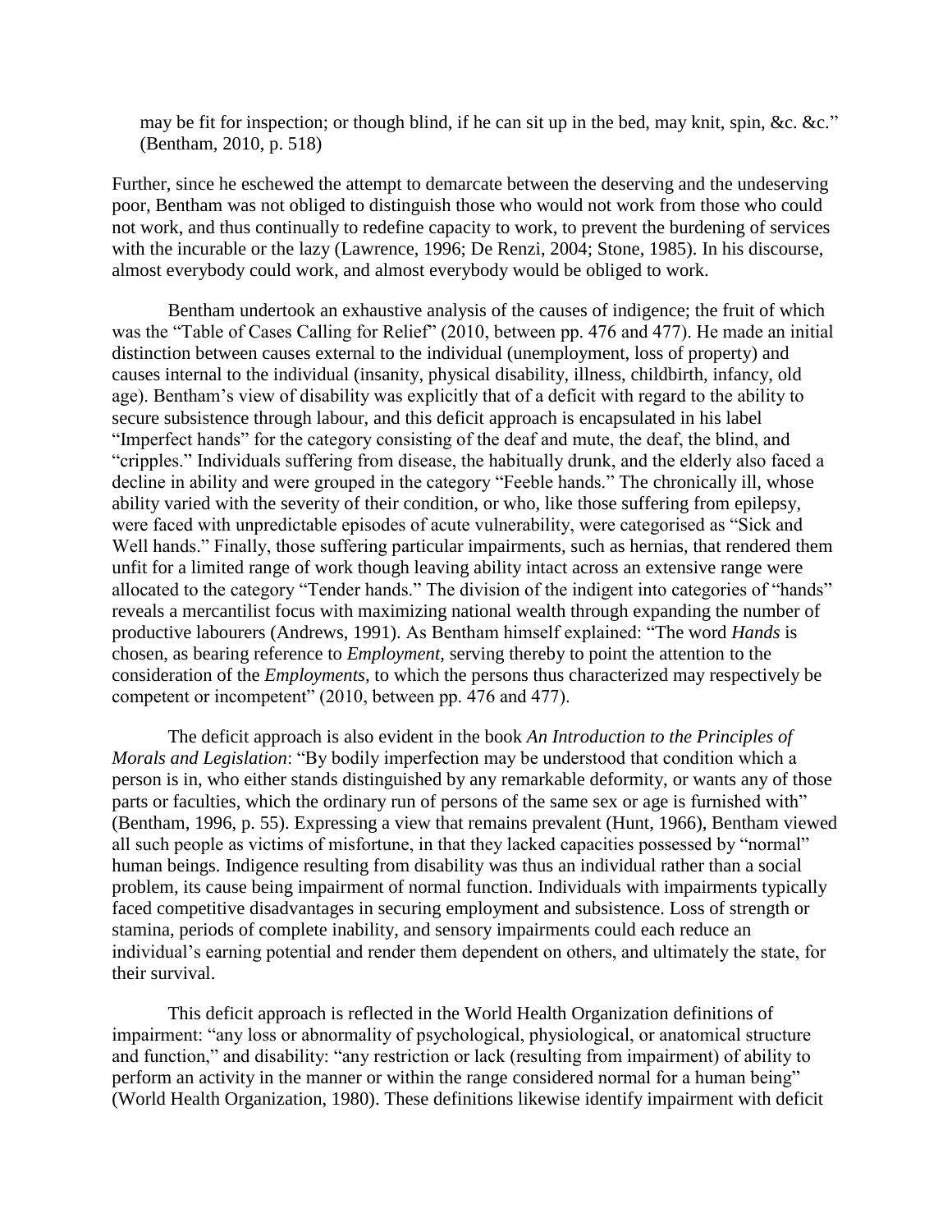may be fit for inspection; or though blind, if he can sit up in the bed, may knit, spin, &c. &c." (Bentham, 2010, p. 518)

Further, since he eschewed the attempt to demarcate between the deserving and the undeserving poor, Bentham was not obliged to distinguish those who would not work from those who could not work, and thus continually to redefine capacity to work, to prevent the burdening of services with the incurable or the lazy (Lawrence, 1996; De Renzi, 2004; Stone, 1985). In his discourse, almost everybody could work, and almost everybody would be obliged to work.

Bentham undertook an exhaustive analysis of the causes of indigence; the fruit of which was the "Table of Cases Calling for Relief" (2010, between pp. 476 and 477). He made an initial distinction between causes external to the individual (unemployment, loss of property) and causes internal to the individual (insanity, physical disability, illness, childbirth, infancy, old age). Bentham's view of disability was explicitly that of a deficit with regard to the ability to secure subsistence through labour, and this deficit approach is encapsulated in his label "Imperfect hands" for the category consisting of the deaf and mute, the deaf, the blind, and "cripples." Individuals suffering from disease, the habitually drunk, and the elderly also faced a decline in ability and were grouped in the category "Feeble hands." The chronically ill, whose ability varied with the severity of their condition, or who, like those suffering from epilepsy, were faced with unpredictable episodes of acute vulnerability, were categorised as "Sick and Well hands." Finally, those suffering particular impairments, such as hernias, that rendered them unfit for a limited range of work though leaving ability intact across an extensive range were allocated to the category "Tender hands." The division of the indigent into categories of "hands" reveals a mercantilist focus with maximizing national wealth through expanding the number of productive labourers (Andrews, 1991). As Bentham himself explained: "The word *Hands* is chosen, as bearing reference to *Employment*, serving thereby to point the attention to the consideration of the *Employments*, to which the persons thus characterized may respectively be competent or incompetent" (2010, between pp. 476 and 477).

The deficit approach is also evident in the book *An Introduction to the Principles of Morals and Legislation*: "By bodily imperfection may be understood that condition which a person is in, who either stands distinguished by any remarkable deformity, or wants any of those parts or faculties, which the ordinary run of persons of the same sex or age is furnished with" (Bentham, 1996, p. 55). Expressing a view that remains prevalent (Hunt, 1966), Bentham viewed all such people as victims of misfortune, in that they lacked capacities possessed by "normal" human beings. Indigence resulting from disability was thus an individual rather than a social problem, its cause being impairment of normal function. Individuals with impairments typically faced competitive disadvantages in securing employment and subsistence. Loss of strength or stamina, periods of complete inability, and sensory impairments could each reduce an individual's earning potential and render them dependent on others, and ultimately the state, for their survival.

This deficit approach is reflected in the World Health Organization definitions of impairment: "any loss or abnormality of psychological, physiological, or anatomical structure and function," and disability: "any restriction or lack (resulting from impairment) of ability to perform an activity in the manner or within the range considered normal for a human being" (World Health Organization, 1980). These definitions likewise identify impairment with deficit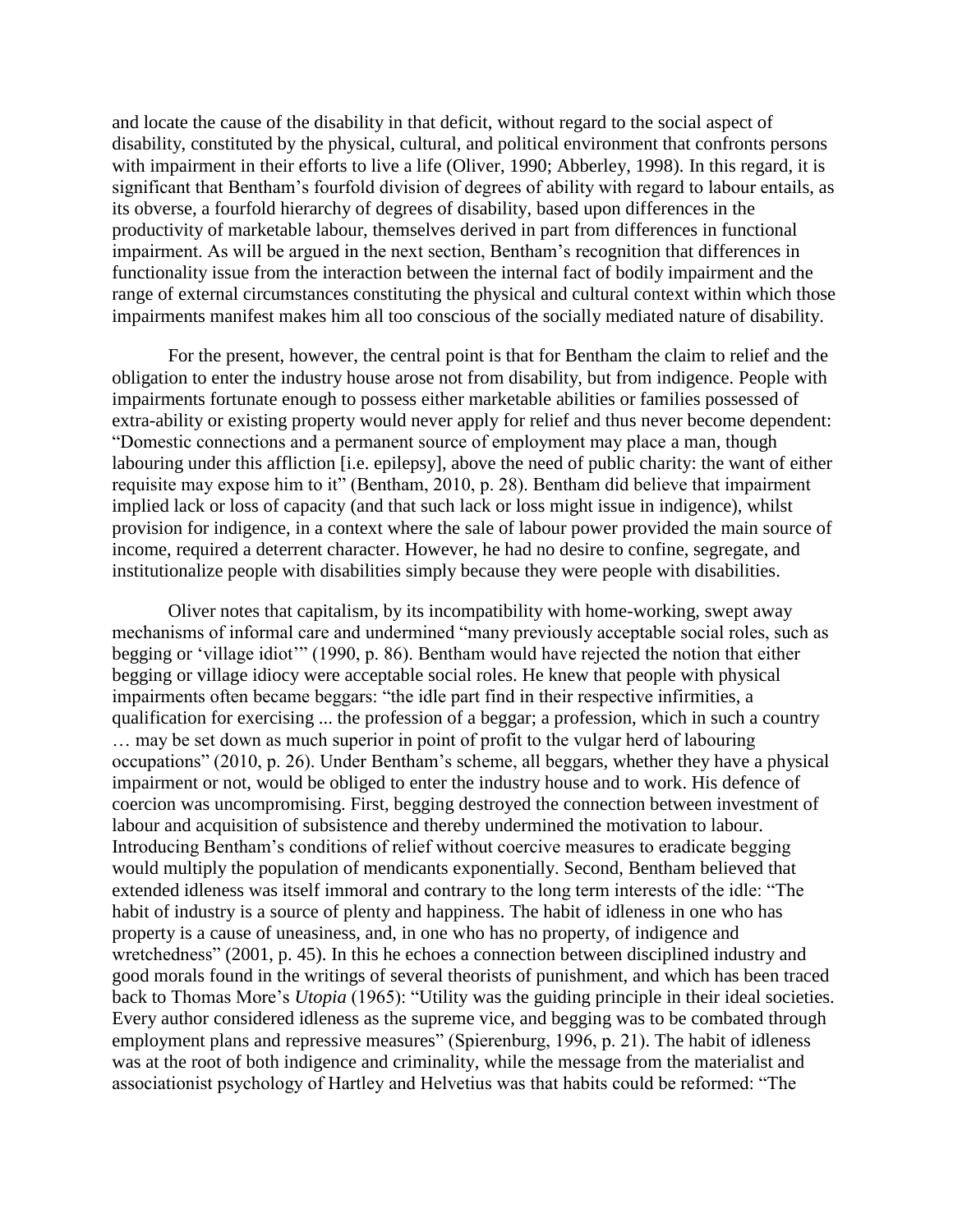and locate the cause of the disability in that deficit, without regard to the social aspect of disability, constituted by the physical, cultural, and political environment that confronts persons with impairment in their efforts to live a life (Oliver, 1990; Abberley, 1998). In this regard, it is significant that Bentham's fourfold division of degrees of ability with regard to labour entails, as its obverse, a fourfold hierarchy of degrees of disability, based upon differences in the productivity of marketable labour, themselves derived in part from differences in functional impairment. As will be argued in the next section, Bentham's recognition that differences in functionality issue from the interaction between the internal fact of bodily impairment and the range of external circumstances constituting the physical and cultural context within which those impairments manifest makes him all too conscious of the socially mediated nature of disability.

For the present, however, the central point is that for Bentham the claim to relief and the obligation to enter the industry house arose not from disability, but from indigence. People with impairments fortunate enough to possess either marketable abilities or families possessed of extra-ability or existing property would never apply for relief and thus never become dependent: "Domestic connections and a permanent source of employment may place a man, though labouring under this affliction [i.e. epilepsy], above the need of public charity: the want of either requisite may expose him to it" (Bentham, 2010, p. 28). Bentham did believe that impairment implied lack or loss of capacity (and that such lack or loss might issue in indigence), whilst provision for indigence, in a context where the sale of labour power provided the main source of income, required a deterrent character. However, he had no desire to confine, segregate, and institutionalize people with disabilities simply because they were people with disabilities.

Oliver notes that capitalism, by its incompatibility with home-working, swept away mechanisms of informal care and undermined "many previously acceptable social roles, such as begging or 'village idiot'" (1990, p. 86). Bentham would have rejected the notion that either begging or village idiocy were acceptable social roles. He knew that people with physical impairments often became beggars: "the idle part find in their respective infirmities, a qualification for exercising ... the profession of a beggar; a profession, which in such a country … may be set down as much superior in point of profit to the vulgar herd of labouring occupations" (2010, p. 26). Under Bentham's scheme, all beggars, whether they have a physical impairment or not, would be obliged to enter the industry house and to work. His defence of coercion was uncompromising. First, begging destroyed the connection between investment of labour and acquisition of subsistence and thereby undermined the motivation to labour. Introducing Bentham's conditions of relief without coercive measures to eradicate begging would multiply the population of mendicants exponentially. Second, Bentham believed that extended idleness was itself immoral and contrary to the long term interests of the idle: "The habit of industry is a source of plenty and happiness. The habit of idleness in one who has property is a cause of uneasiness, and, in one who has no property, of indigence and wretchedness" (2001, p. 45). In this he echoes a connection between disciplined industry and good morals found in the writings of several theorists of punishment, and which has been traced back to Thomas More's *Utopia* (1965): "Utility was the guiding principle in their ideal societies. Every author considered idleness as the supreme vice, and begging was to be combated through employment plans and repressive measures" (Spierenburg, 1996, p. 21). The habit of idleness was at the root of both indigence and criminality, while the message from the materialist and associationist psychology of Hartley and Helvetius was that habits could be reformed: "The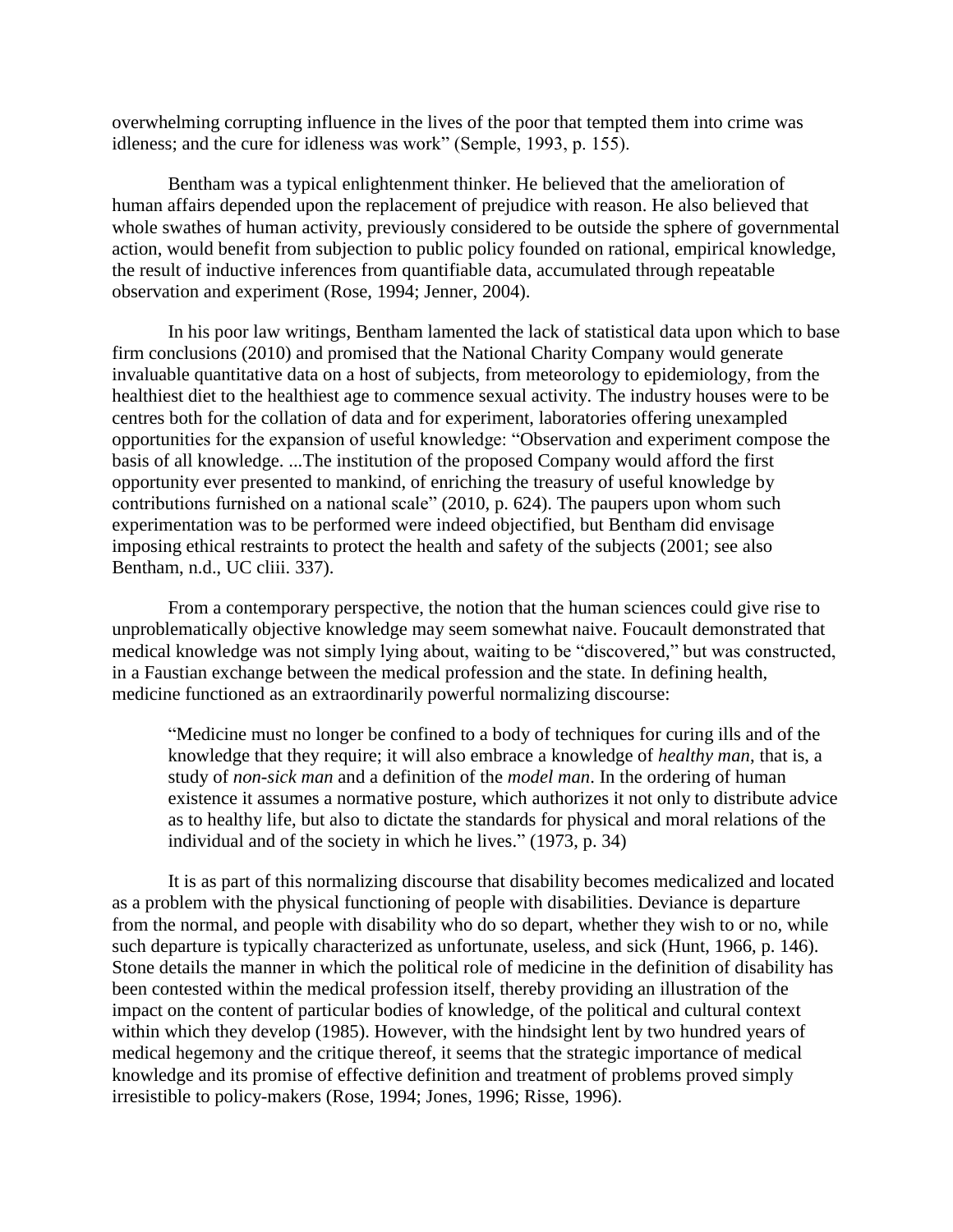overwhelming corrupting influence in the lives of the poor that tempted them into crime was idleness; and the cure for idleness was work" (Semple, 1993, p. 155).

Bentham was a typical enlightenment thinker. He believed that the amelioration of human affairs depended upon the replacement of prejudice with reason. He also believed that whole swathes of human activity, previously considered to be outside the sphere of governmental action, would benefit from subjection to public policy founded on rational, empirical knowledge, the result of inductive inferences from quantifiable data, accumulated through repeatable observation and experiment (Rose, 1994; Jenner, 2004).

In his poor law writings, Bentham lamented the lack of statistical data upon which to base firm conclusions (2010) and promised that the National Charity Company would generate invaluable quantitative data on a host of subjects, from meteorology to epidemiology, from the healthiest diet to the healthiest age to commence sexual activity. The industry houses were to be centres both for the collation of data and for experiment, laboratories offering unexampled opportunities for the expansion of useful knowledge: "Observation and experiment compose the basis of all knowledge. ...The institution of the proposed Company would afford the first opportunity ever presented to mankind, of enriching the treasury of useful knowledge by contributions furnished on a national scale" (2010, p. 624). The paupers upon whom such experimentation was to be performed were indeed objectified, but Bentham did envisage imposing ethical restraints to protect the health and safety of the subjects (2001; see also Bentham, n.d., UC cliii. 337).

From a contemporary perspective, the notion that the human sciences could give rise to unproblematically objective knowledge may seem somewhat naive. Foucault demonstrated that medical knowledge was not simply lying about, waiting to be "discovered," but was constructed, in a Faustian exchange between the medical profession and the state. In defining health, medicine functioned as an extraordinarily powerful normalizing discourse:

> "Medicine must no longer be confined to a body of techniques for curing ills and of the knowledge that they require; it will also embrace a knowledge of *healthy man*, that is, a study of *non-sick man* and a definition of the *model man*. In the ordering of human existence it assumes a normative posture, which authorizes it not only to distribute advice as to healthy life, but also to dictate the standards for physical and moral relations of the individual and of the society in which he lives." (1973, p. 34)

It is as part of this normalizing discourse that disability becomes medicalized and located as a problem with the physical functioning of people with disabilities. Deviance is departure from the normal, and people with disability who do so depart, whether they wish to or no, while such departure is typically characterized as unfortunate, useless, and sick (Hunt, 1966, p. 146). Stone details the manner in which the political role of medicine in the definition of disability has been contested within the medical profession itself, thereby providing an illustration of the impact on the content of particular bodies of knowledge, of the political and cultural context within which they develop (1985). However, with the hindsight lent by two hundred years of medical hegemony and the critique thereof, it seems that the strategic importance of medical knowledge and its promise of effective definition and treatment of problems proved simply irresistible to policy-makers (Rose, 1994; Jones, 1996; Risse, 1996).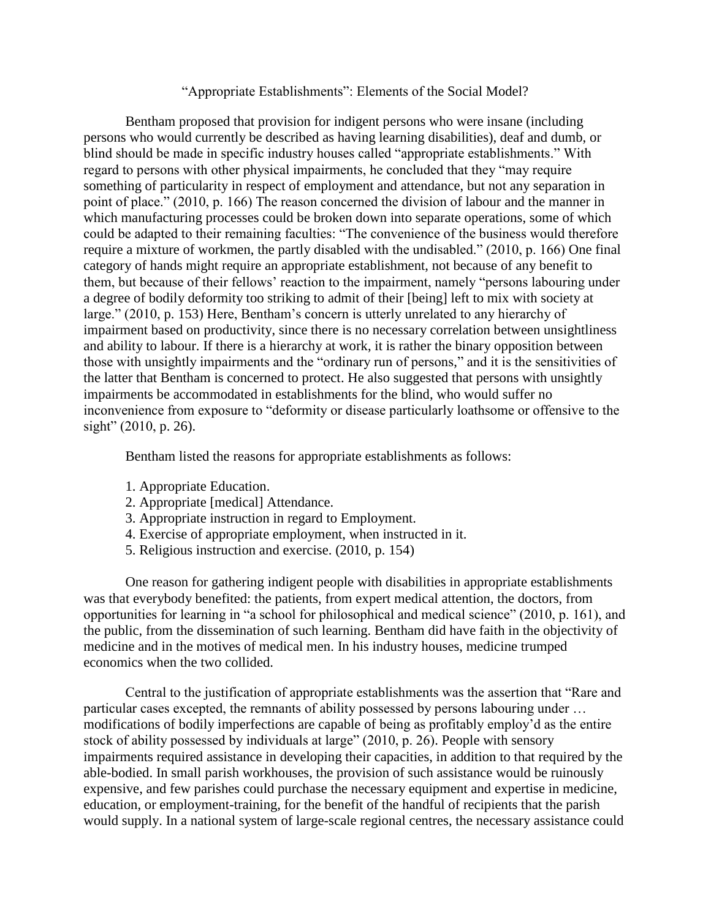## "Appropriate Establishments": Elements of the Social Model?

Bentham proposed that provision for indigent persons who were insane (including persons who would currently be described as having learning disabilities), deaf and dumb, or blind should be made in specific industry houses called "appropriate establishments." With regard to persons with other physical impairments, he concluded that they "may require something of particularity in respect of employment and attendance, but not any separation in point of place." (2010, p. 166) The reason concerned the division of labour and the manner in which manufacturing processes could be broken down into separate operations, some of which could be adapted to their remaining faculties: "The convenience of the business would therefore require a mixture of workmen, the partly disabled with the undisabled." (2010, p. 166) One final category of hands might require an appropriate establishment, not because of any benefit to them, but because of their fellows' reaction to the impairment, namely "persons labouring under a degree of bodily deformity too striking to admit of their [being] left to mix with society at large." (2010, p. 153) Here, Bentham's concern is utterly unrelated to any hierarchy of impairment based on productivity, since there is no necessary correlation between unsightliness and ability to labour. If there is a hierarchy at work, it is rather the binary opposition between those with unsightly impairments and the "ordinary run of persons," and it is the sensitivities of the latter that Bentham is concerned to protect. He also suggested that persons with unsightly impairments be accommodated in establishments for the blind, who would suffer no inconvenience from exposure to "deformity or disease particularly loathsome or offensive to the sight" (2010, p. 26).

Bentham listed the reasons for appropriate establishments as follows:

1. Appropriate Education.
2. Appropriate [medical] Attendance.
3. Appropriate instruction in regard to Employment.
4. Exercise of appropriate employment, when instructed in it.
5. Religious instruction and exercise. (2010, p. 154)

One reason for gathering indigent people with disabilities in appropriate establishments was that everybody benefited: the patients, from expert medical attention, the doctors, from opportunities for learning in "a school for philosophical and medical science" (2010, p. 161), and the public, from the dissemination of such learning. Bentham did have faith in the objectivity of medicine and in the motives of medical men. In his industry houses, medicine trumped economics when the two collided.

Central to the justification of appropriate establishments was the assertion that "Rare and particular cases excepted, the remnants of ability possessed by persons labouring under … modifications of bodily imperfections are capable of being as profitably employ'd as the entire stock of ability possessed by individuals at large" (2010, p. 26). People with sensory impairments required assistance in developing their capacities, in addition to that required by the able-bodied. In small parish workhouses, the provision of such assistance would be ruinously expensive, and few parishes could purchase the necessary equipment and expertise in medicine, education, or employment-training, for the benefit of the handful of recipients that the parish would supply. In a national system of large-scale regional centres, the necessary assistance could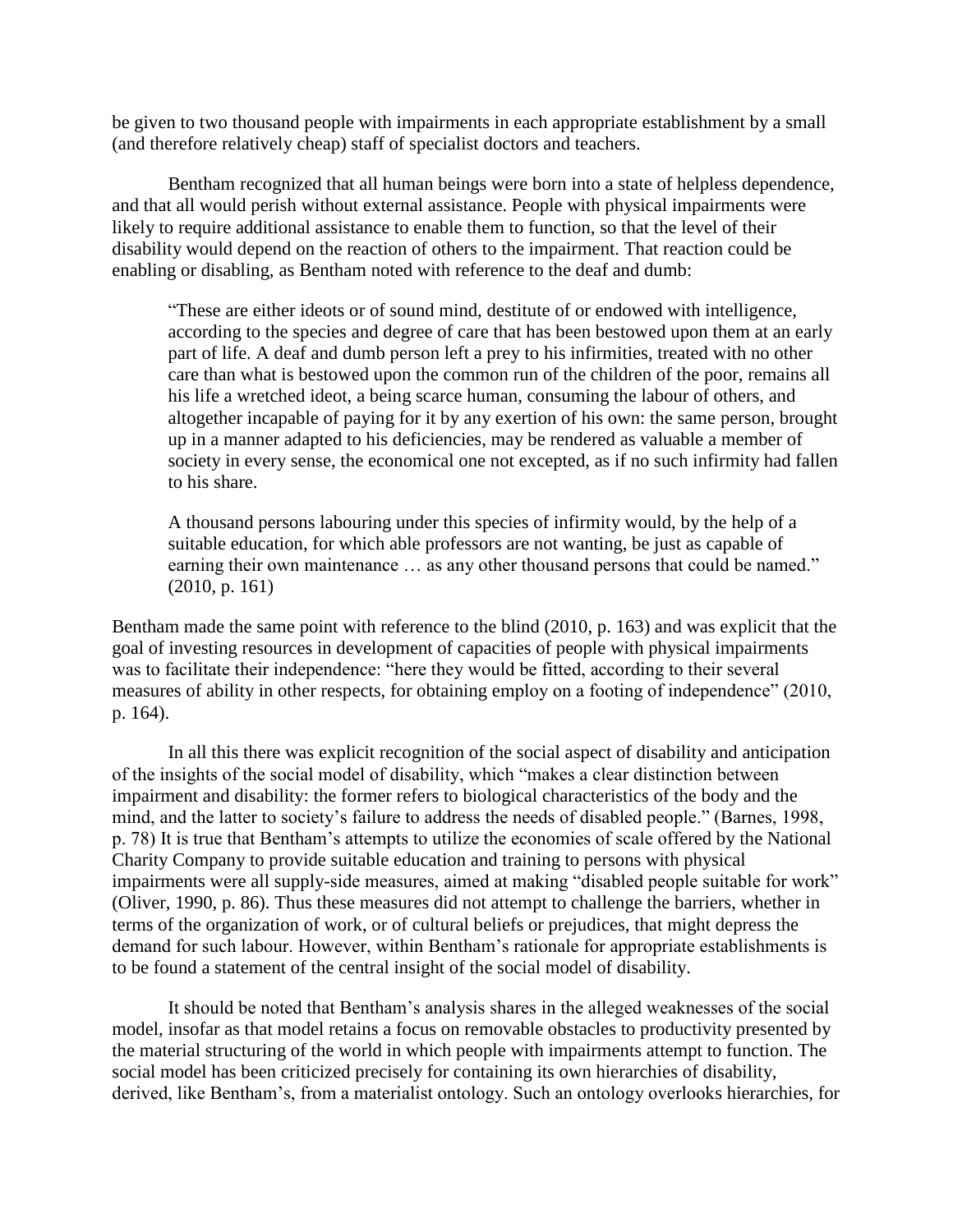be given to two thousand people with impairments in each appropriate establishment by a small (and therefore relatively cheap) staff of specialist doctors and teachers.

Bentham recognized that all human beings were born into a state of helpless dependence, and that all would perish without external assistance. People with physical impairments were likely to require additional assistance to enable them to function, so that the level of their disability would depend on the reaction of others to the impairment. That reaction could be enabling or disabling, as Bentham noted with reference to the deaf and dumb:

> "These are either ideots or of sound mind, destitute of or endowed with intelligence, according to the species and degree of care that has been bestowed upon them at an early part of life. A deaf and dumb person left a prey to his infirmities, treated with no other care than what is bestowed upon the common run of the children of the poor, remains all his life a wretched ideot, a being scarce human, consuming the labour of others, and altogether incapable of paying for it by any exertion of his own: the same person, brought up in a manner adapted to his deficiencies, may be rendered as valuable a member of society in every sense, the economical one not excepted, as if no such infirmity had fallen to his share.
>
> A thousand persons labouring under this species of infirmity would, by the help of a suitable education, for which able professors are not wanting, be just as capable of earning their own maintenance … as any other thousand persons that could be named." (2010, p. 161)

Bentham made the same point with reference to the blind (2010, p. 163) and was explicit that the goal of investing resources in development of capacities of people with physical impairments was to facilitate their independence: "here they would be fitted, according to their several measures of ability in other respects, for obtaining employ on a footing of independence" (2010, p. 164).

In all this there was explicit recognition of the social aspect of disability and anticipation of the insights of the social model of disability, which "makes a clear distinction between impairment and disability: the former refers to biological characteristics of the body and the mind, and the latter to society's failure to address the needs of disabled people." (Barnes, 1998, p. 78) It is true that Bentham's attempts to utilize the economies of scale offered by the National Charity Company to provide suitable education and training to persons with physical impairments were all supply-side measures, aimed at making "disabled people suitable for work" (Oliver, 1990, p. 86). Thus these measures did not attempt to challenge the barriers, whether in terms of the organization of work, or of cultural beliefs or prejudices, that might depress the demand for such labour. However, within Bentham's rationale for appropriate establishments is to be found a statement of the central insight of the social model of disability.

It should be noted that Bentham's analysis shares in the alleged weaknesses of the social model, insofar as that model retains a focus on removable obstacles to productivity presented by the material structuring of the world in which people with impairments attempt to function. The social model has been criticized precisely for containing its own hierarchies of disability, derived, like Bentham's, from a materialist ontology. Such an ontology overlooks hierarchies, for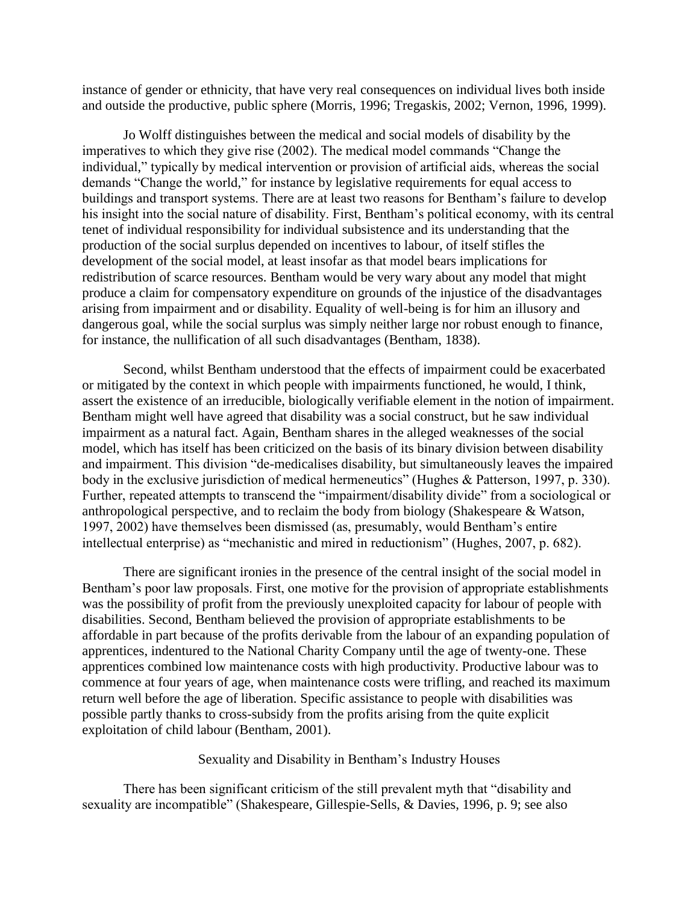instance of gender or ethnicity, that have very real consequences on individual lives both inside and outside the productive, public sphere (Morris, 1996; Tregaskis, 2002; Vernon, 1996, 1999).

Jo Wolff distinguishes between the medical and social models of disability by the imperatives to which they give rise (2002). The medical model commands "Change the individual," typically by medical intervention or provision of artificial aids, whereas the social demands "Change the world," for instance by legislative requirements for equal access to buildings and transport systems. There are at least two reasons for Bentham's failure to develop his insight into the social nature of disability. First, Bentham's political economy, with its central tenet of individual responsibility for individual subsistence and its understanding that the production of the social surplus depended on incentives to labour, of itself stifles the development of the social model, at least insofar as that model bears implications for redistribution of scarce resources. Bentham would be very wary about any model that might produce a claim for compensatory expenditure on grounds of the injustice of the disadvantages arising from impairment and or disability. Equality of well-being is for him an illusory and dangerous goal, while the social surplus was simply neither large nor robust enough to finance, for instance, the nullification of all such disadvantages (Bentham, 1838).

Second, whilst Bentham understood that the effects of impairment could be exacerbated or mitigated by the context in which people with impairments functioned, he would, I think, assert the existence of an irreducible, biologically verifiable element in the notion of impairment. Bentham might well have agreed that disability was a social construct, but he saw individual impairment as a natural fact. Again, Bentham shares in the alleged weaknesses of the social model, which has itself has been criticized on the basis of its binary division between disability and impairment. This division "de-medicalises disability, but simultaneously leaves the impaired body in the exclusive jurisdiction of medical hermeneutics" (Hughes & Patterson, 1997, p. 330). Further, repeated attempts to transcend the "impairment/disability divide" from a sociological or anthropological perspective, and to reclaim the body from biology (Shakespeare & Watson, 1997, 2002) have themselves been dismissed (as, presumably, would Bentham's entire intellectual enterprise) as "mechanistic and mired in reductionism" (Hughes, 2007, p. 682).

There are significant ironies in the presence of the central insight of the social model in Bentham's poor law proposals. First, one motive for the provision of appropriate establishments was the possibility of profit from the previously unexploited capacity for labour of people with disabilities. Second, Bentham believed the provision of appropriate establishments to be affordable in part because of the profits derivable from the labour of an expanding population of apprentices, indentured to the National Charity Company until the age of twenty-one. These apprentices combined low maintenance costs with high productivity. Productive labour was to commence at four years of age, when maintenance costs were trifling, and reached its maximum return well before the age of liberation. Specific assistance to people with disabilities was possible partly thanks to cross-subsidy from the profits arising from the quite explicit exploitation of child labour (Bentham, 2001).

## Sexuality and Disability in Bentham's Industry Houses

There has been significant criticism of the still prevalent myth that "disability and sexuality are incompatible" (Shakespeare, Gillespie-Sells, & Davies, 1996, p. 9; see also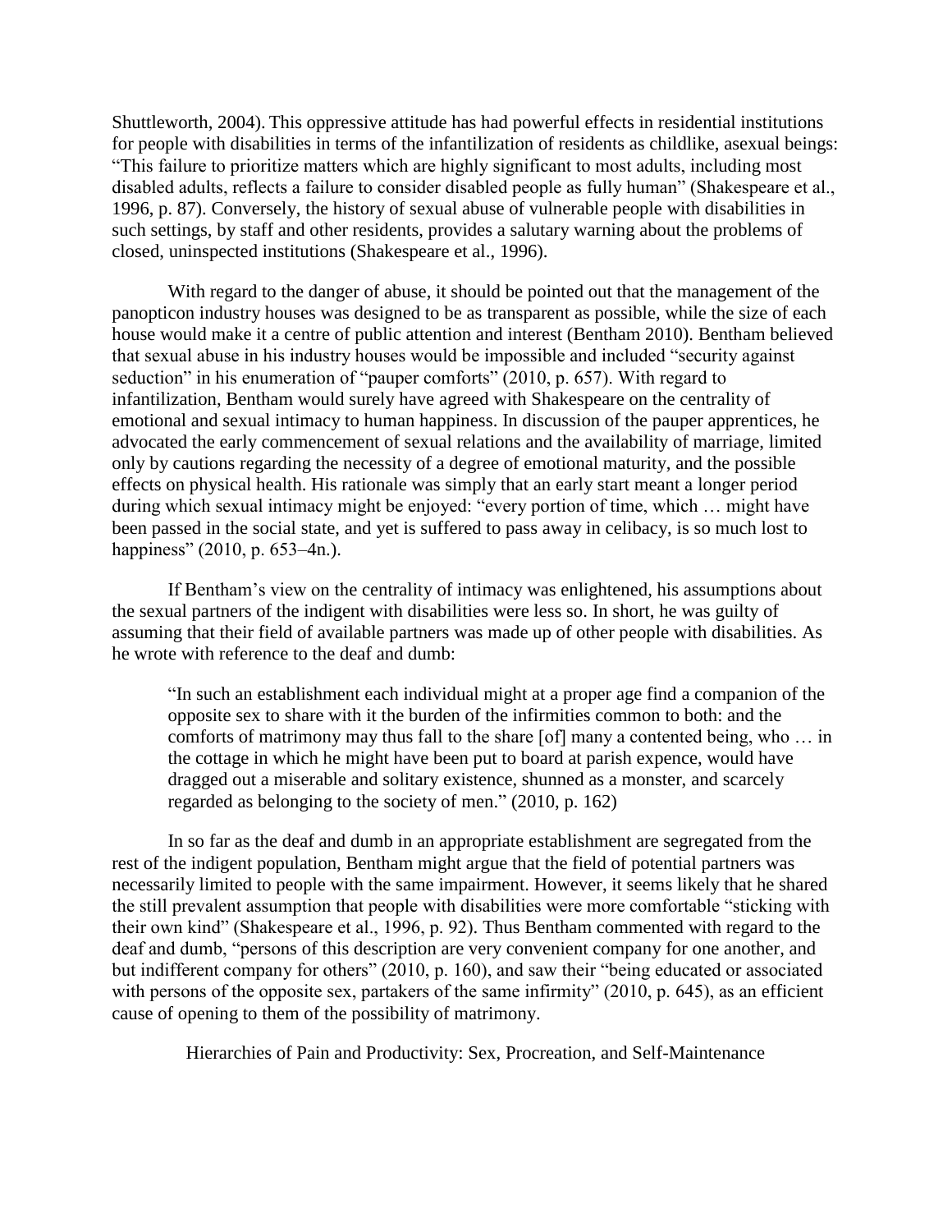Shuttleworth, 2004). This oppressive attitude has had powerful effects in residential institutions for people with disabilities in terms of the infantilization of residents as childlike, asexual beings: "This failure to prioritize matters which are highly significant to most adults, including most disabled adults, reflects a failure to consider disabled people as fully human" (Shakespeare et al., 1996, p. 87). Conversely, the history of sexual abuse of vulnerable people with disabilities in such settings, by staff and other residents, provides a salutary warning about the problems of closed, uninspected institutions (Shakespeare et al., 1996).

With regard to the danger of abuse, it should be pointed out that the management of the panopticon industry houses was designed to be as transparent as possible, while the size of each house would make it a centre of public attention and interest (Bentham 2010). Bentham believed that sexual abuse in his industry houses would be impossible and included "security against seduction" in his enumeration of "pauper comforts" (2010, p. 657). With regard to infantilization, Bentham would surely have agreed with Shakespeare on the centrality of emotional and sexual intimacy to human happiness. In discussion of the pauper apprentices, he advocated the early commencement of sexual relations and the availability of marriage, limited only by cautions regarding the necessity of a degree of emotional maturity, and the possible effects on physical health. His rationale was simply that an early start meant a longer period during which sexual intimacy might be enjoyed: "every portion of time, which … might have been passed in the social state, and yet is suffered to pass away in celibacy, is so much lost to happiness" (2010, p. 653–4n.).

If Bentham's view on the centrality of intimacy was enlightened, his assumptions about the sexual partners of the indigent with disabilities were less so. In short, he was guilty of assuming that their field of available partners was made up of other people with disabilities. As he wrote with reference to the deaf and dumb:

> "In such an establishment each individual might at a proper age find a companion of the opposite sex to share with it the burden of the infirmities common to both: and the comforts of matrimony may thus fall to the share [of] many a contented being, who … in the cottage in which he might have been put to board at parish expence, would have dragged out a miserable and solitary existence, shunned as a monster, and scarcely regarded as belonging to the society of men." (2010, p. 162)

In so far as the deaf and dumb in an appropriate establishment are segregated from the rest of the indigent population, Bentham might argue that the field of potential partners was necessarily limited to people with the same impairment. However, it seems likely that he shared the still prevalent assumption that people with disabilities were more comfortable "sticking with their own kind" (Shakespeare et al., 1996, p. 92). Thus Bentham commented with regard to the deaf and dumb, "persons of this description are very convenient company for one another, and but indifferent company for others" (2010, p. 160), and saw their "being educated or associated with persons of the opposite sex, partakers of the same infirmity" (2010, p. 645), as an efficient cause of opening to them of the possibility of matrimony.

## Hierarchies of Pain and Productivity: Sex, Procreation, and Self-Maintenance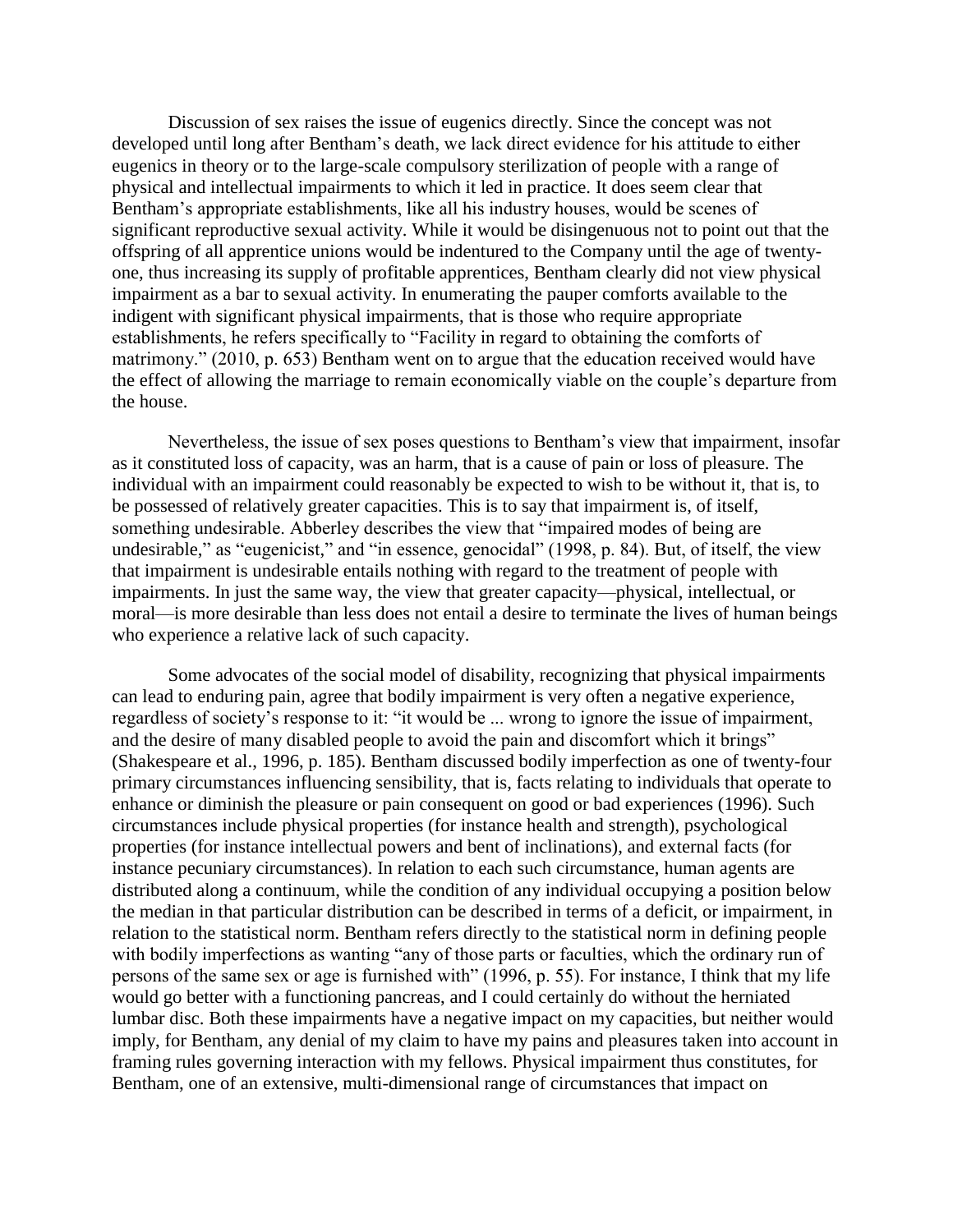Discussion of sex raises the issue of eugenics directly. Since the concept was not developed until long after Bentham's death, we lack direct evidence for his attitude to either eugenics in theory or to the large-scale compulsory sterilization of people with a range of physical and intellectual impairments to which it led in practice. It does seem clear that Bentham's appropriate establishments, like all his industry houses, would be scenes of significant reproductive sexual activity. While it would be disingenuous not to point out that the offspring of all apprentice unions would be indentured to the Company until the age of twenty-one, thus increasing its supply of profitable apprentices, Bentham clearly did not view physical impairment as a bar to sexual activity. In enumerating the pauper comforts available to the indigent with significant physical impairments, that is those who require appropriate establishments, he refers specifically to "Facility in regard to obtaining the comforts of matrimony." (2010, p. 653) Bentham went on to argue that the education received would have the effect of allowing the marriage to remain economically viable on the couple's departure from the house.

Nevertheless, the issue of sex poses questions to Bentham's view that impairment, insofar as it constituted loss of capacity, was an harm, that is a cause of pain or loss of pleasure. The individual with an impairment could reasonably be expected to wish to be without it, that is, to be possessed of relatively greater capacities. This is to say that impairment is, of itself, something undesirable. Abberley describes the view that "impaired modes of being are undesirable," as "eugenicist," and "in essence, genocidal" (1998, p. 84). But, of itself, the view that impairment is undesirable entails nothing with regard to the treatment of people with impairments. In just the same way, the view that greater capacity—physical, intellectual, or moral—is more desirable than less does not entail a desire to terminate the lives of human beings who experience a relative lack of such capacity.

Some advocates of the social model of disability, recognizing that physical impairments can lead to enduring pain, agree that bodily impairment is very often a negative experience, regardless of society's response to it: "it would be ... wrong to ignore the issue of impairment, and the desire of many disabled people to avoid the pain and discomfort which it brings" (Shakespeare et al., 1996, p. 185). Bentham discussed bodily imperfection as one of twenty-four primary circumstances influencing sensibility, that is, facts relating to individuals that operate to enhance or diminish the pleasure or pain consequent on good or bad experiences (1996). Such circumstances include physical properties (for instance health and strength), psychological properties (for instance intellectual powers and bent of inclinations), and external facts (for instance pecuniary circumstances). In relation to each such circumstance, human agents are distributed along a continuum, while the condition of any individual occupying a position below the median in that particular distribution can be described in terms of a deficit, or impairment, in relation to the statistical norm. Bentham refers directly to the statistical norm in defining people with bodily imperfections as wanting "any of those parts or faculties, which the ordinary run of persons of the same sex or age is furnished with" (1996, p. 55). For instance, I think that my life would go better with a functioning pancreas, and I could certainly do without the herniated lumbar disc. Both these impairments have a negative impact on my capacities, but neither would imply, for Bentham, any denial of my claim to have my pains and pleasures taken into account in framing rules governing interaction with my fellows. Physical impairment thus constitutes, for Bentham, one of an extensive, multi-dimensional range of circumstances that impact on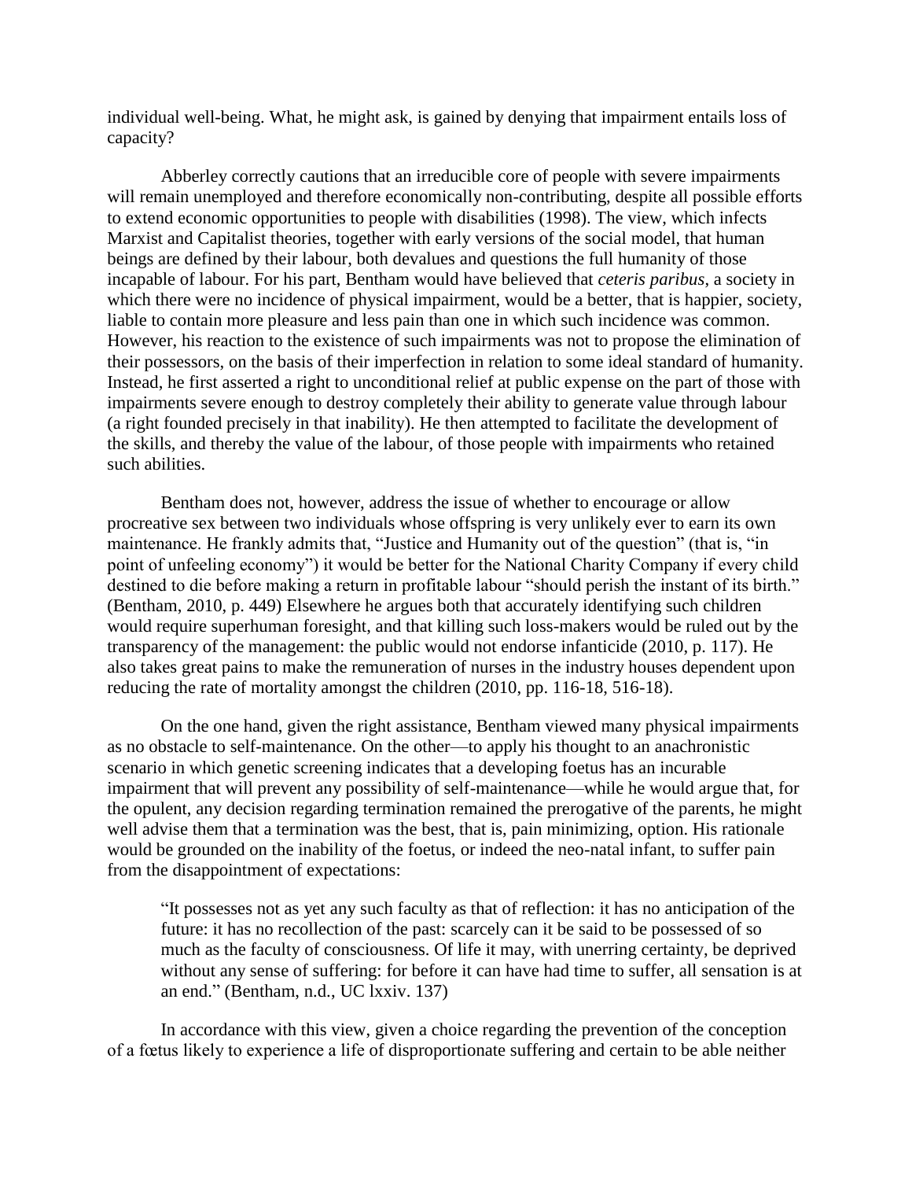individual well-being. What, he might ask, is gained by denying that impairment entails loss of capacity?

Abberley correctly cautions that an irreducible core of people with severe impairments will remain unemployed and therefore economically non-contributing, despite all possible efforts to extend economic opportunities to people with disabilities (1998). The view, which infects Marxist and Capitalist theories, together with early versions of the social model, that human beings are defined by their labour, both devalues and questions the full humanity of those incapable of labour. For his part, Bentham would have believed that *ceteris paribus*, a society in which there were no incidence of physical impairment, would be a better, that is happier, society, liable to contain more pleasure and less pain than one in which such incidence was common. However, his reaction to the existence of such impairments was not to propose the elimination of their possessors, on the basis of their imperfection in relation to some ideal standard of humanity. Instead, he first asserted a right to unconditional relief at public expense on the part of those with impairments severe enough to destroy completely their ability to generate value through labour (a right founded precisely in that inability). He then attempted to facilitate the development of the skills, and thereby the value of the labour, of those people with impairments who retained such abilities.

Bentham does not, however, address the issue of whether to encourage or allow procreative sex between two individuals whose offspring is very unlikely ever to earn its own maintenance. He frankly admits that, "Justice and Humanity out of the question" (that is, "in point of unfeeling economy") it would be better for the National Charity Company if every child destined to die before making a return in profitable labour "should perish the instant of its birth." (Bentham, 2010, p. 449) Elsewhere he argues both that accurately identifying such children would require superhuman foresight, and that killing such loss-makers would be ruled out by the transparency of the management: the public would not endorse infanticide (2010, p. 117). He also takes great pains to make the remuneration of nurses in the industry houses dependent upon reducing the rate of mortality amongst the children (2010, pp. 116-18, 516-18).

On the one hand, given the right assistance, Bentham viewed many physical impairments as no obstacle to self-maintenance. On the other—to apply his thought to an anachronistic scenario in which genetic screening indicates that a developing foetus has an incurable impairment that will prevent any possibility of self-maintenance—while he would argue that, for the opulent, any decision regarding termination remained the prerogative of the parents, he might well advise them that a termination was the best, that is, pain minimizing, option. His rationale would be grounded on the inability of the foetus, or indeed the neo-natal infant, to suffer pain from the disappointment of expectations:

> "It possesses not as yet any such faculty as that of reflection: it has no anticipation of the future: it has no recollection of the past: scarcely can it be said to be possessed of so much as the faculty of consciousness. Of life it may, with unerring certainty, be deprived without any sense of suffering: for before it can have had time to suffer, all sensation is at an end." (Bentham, n.d., UC lxxiv. 137)

In accordance with this view, given a choice regarding the prevention of the conception of a fœtus likely to experience a life of disproportionate suffering and certain to be able neither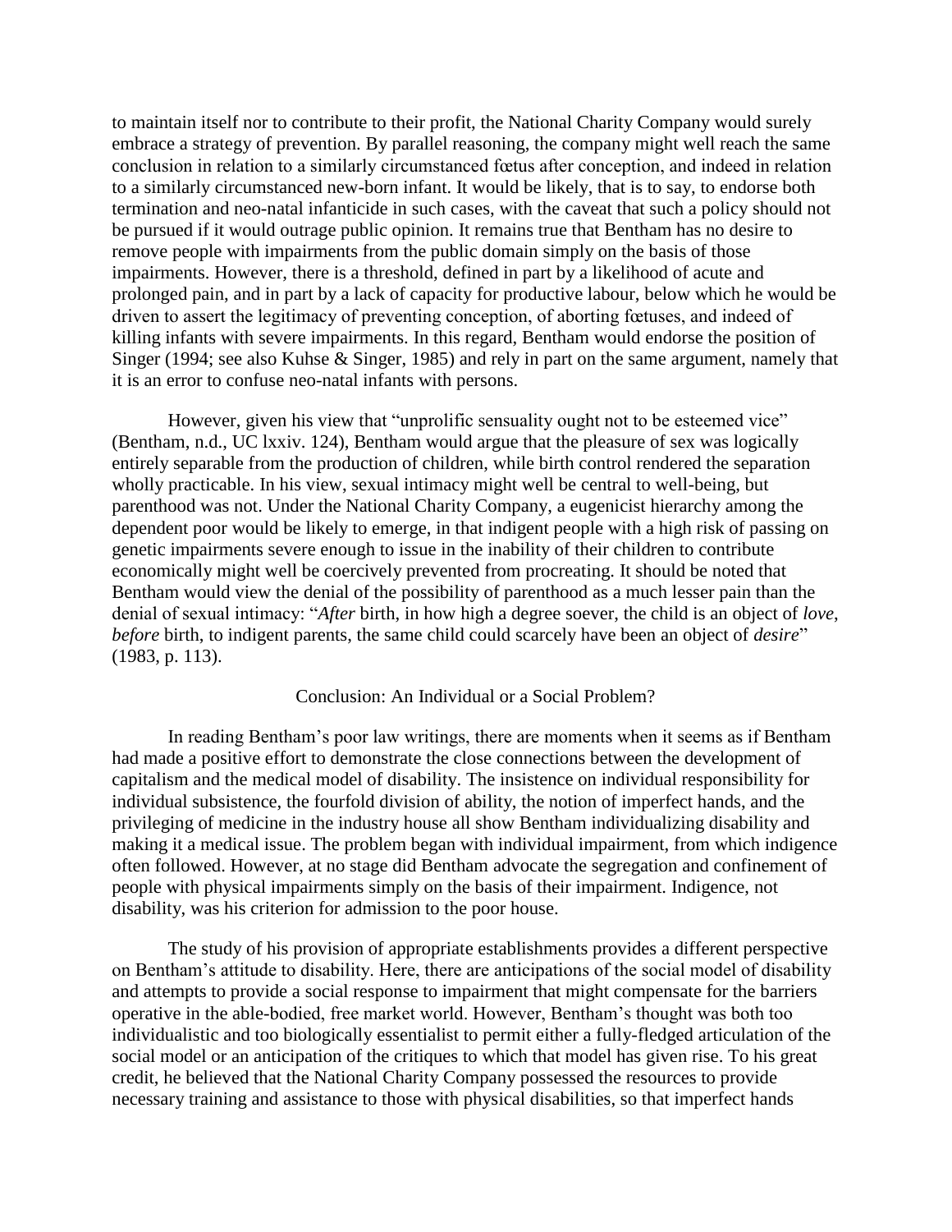to maintain itself nor to contribute to their profit, the National Charity Company would surely embrace a strategy of prevention. By parallel reasoning, the company might well reach the same conclusion in relation to a similarly circumstanced fœtus after conception, and indeed in relation to a similarly circumstanced new-born infant. It would be likely, that is to say, to endorse both termination and neo-natal infanticide in such cases, with the caveat that such a policy should not be pursued if it would outrage public opinion. It remains true that Bentham has no desire to remove people with impairments from the public domain simply on the basis of those impairments. However, there is a threshold, defined in part by a likelihood of acute and prolonged pain, and in part by a lack of capacity for productive labour, below which he would be driven to assert the legitimacy of preventing conception, of aborting fœtuses, and indeed of killing infants with severe impairments. In this regard, Bentham would endorse the position of Singer (1994; see also Kuhse & Singer, 1985) and rely in part on the same argument, namely that it is an error to confuse neo-natal infants with persons.

However, given his view that "unprolific sensuality ought not to be esteemed vice" (Bentham, n.d., UC lxxiv. 124), Bentham would argue that the pleasure of sex was logically entirely separable from the production of children, while birth control rendered the separation wholly practicable. In his view, sexual intimacy might well be central to well-being, but parenthood was not. Under the National Charity Company, a eugenicist hierarchy among the dependent poor would be likely to emerge, in that indigent people with a high risk of passing on genetic impairments severe enough to issue in the inability of their children to contribute economically might well be coercively prevented from procreating. It should be noted that Bentham would view the denial of the possibility of parenthood as a much lesser pain than the denial of sexual intimacy: "*After* birth, in how high a degree soever, the child is an object of *love*, *before* birth, to indigent parents, the same child could scarcely have been an object of *desire*" (1983, p. 113).

## Conclusion: An Individual or a Social Problem?

In reading Bentham's poor law writings, there are moments when it seems as if Bentham had made a positive effort to demonstrate the close connections between the development of capitalism and the medical model of disability. The insistence on individual responsibility for individual subsistence, the fourfold division of ability, the notion of imperfect hands, and the privileging of medicine in the industry house all show Bentham individualizing disability and making it a medical issue. The problem began with individual impairment, from which indigence often followed. However, at no stage did Bentham advocate the segregation and confinement of people with physical impairments simply on the basis of their impairment. Indigence, not disability, was his criterion for admission to the poor house.

The study of his provision of appropriate establishments provides a different perspective on Bentham's attitude to disability. Here, there are anticipations of the social model of disability and attempts to provide a social response to impairment that might compensate for the barriers operative in the able-bodied, free market world. However, Bentham's thought was both too individualistic and too biologically essentialist to permit either a fully-fledged articulation of the social model or an anticipation of the critiques to which that model has given rise. To his great credit, he believed that the National Charity Company possessed the resources to provide necessary training and assistance to those with physical disabilities, so that imperfect hands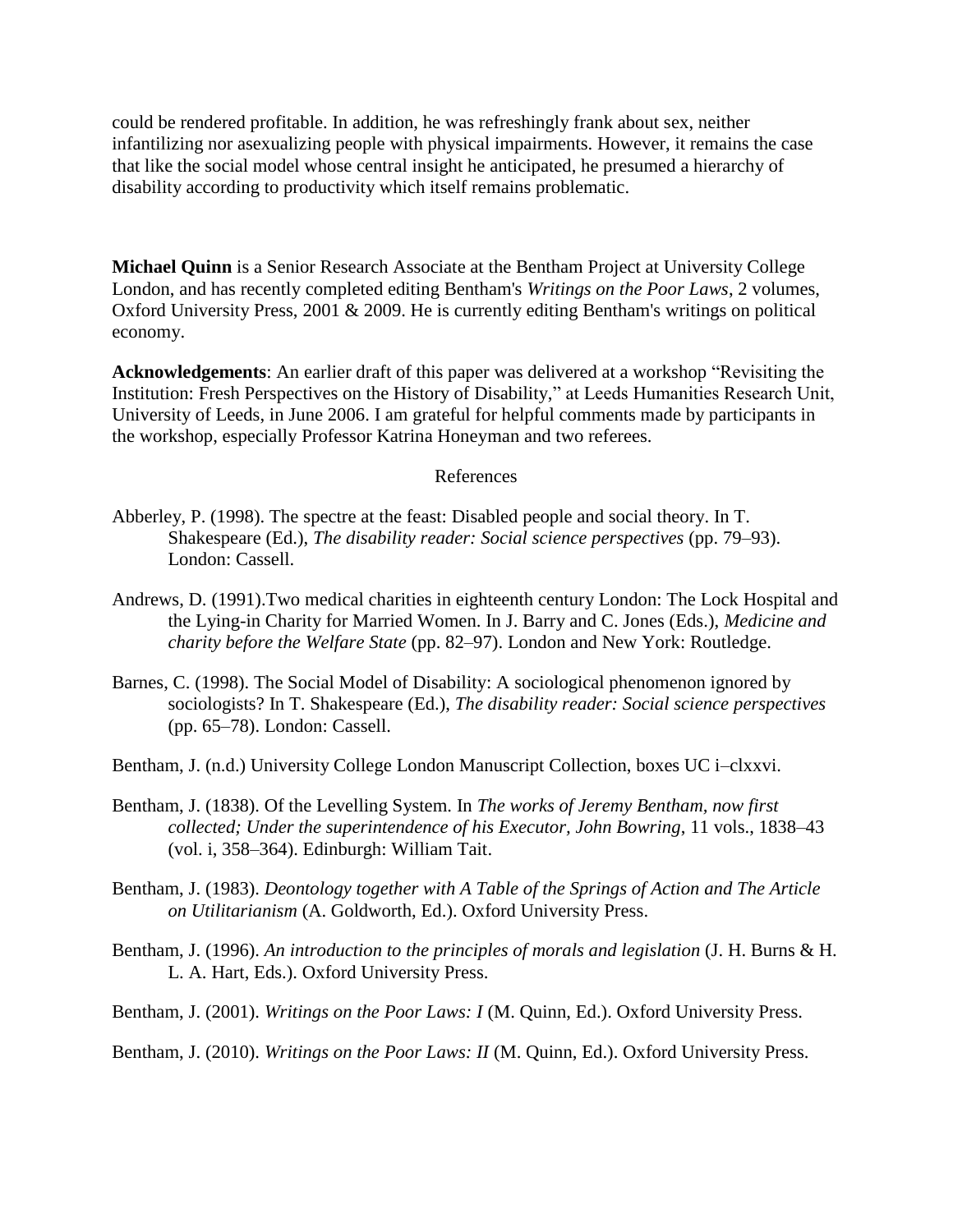could be rendered profitable. In addition, he was refreshingly frank about sex, neither infantilizing nor asexualizing people with physical impairments. However, it remains the case that like the social model whose central insight he anticipated, he presumed a hierarchy of disability according to productivity which itself remains problematic.

**Michael Quinn** is a Senior Research Associate at the Bentham Project at University College London, and has recently completed editing Bentham's *Writings on the Poor Laws*, 2 volumes, Oxford University Press, 2001 & 2009. He is currently editing Bentham's writings on political economy.

**Acknowledgements**: An earlier draft of this paper was delivered at a workshop "Revisiting the Institution: Fresh Perspectives on the History of Disability," at Leeds Humanities Research Unit, University of Leeds, in June 2006. I am grateful for helpful comments made by participants in the workshop, especially Professor Katrina Honeyman and two referees.

## References

Abberley, P. (1998). The spectre at the feast: Disabled people and social theory. In T. Shakespeare (Ed.), *The disability reader: Social science perspectives* (pp. 79–93). London: Cassell.

Andrews, D. (1991).Two medical charities in eighteenth century London: The Lock Hospital and the Lying-in Charity for Married Women. In J. Barry and C. Jones (Eds.), *Medicine and charity before the Welfare State* (pp. 82–97). London and New York: Routledge.

Barnes, C. (1998). The Social Model of Disability: A sociological phenomenon ignored by sociologists? In T. Shakespeare (Ed.), *The disability reader: Social science perspectives* (pp. 65–78). London: Cassell.

Bentham, J. (n.d.) University College London Manuscript Collection, boxes UC i–clxxvi.

Bentham, J. (1838). Of the Levelling System. In *The works of Jeremy Bentham, now first collected; Under the superintendence of his Executor, John Bowring*, 11 vols., 1838–43 (vol. i, 358–364). Edinburgh: William Tait.

Bentham, J. (1983). *Deontology together with A Table of the Springs of Action and The Article on Utilitarianism* (A. Goldworth, Ed.). Oxford University Press.

Bentham, J. (1996). *An introduction to the principles of morals and legislation* (J. H. Burns & H. L. A. Hart, Eds.). Oxford University Press.

Bentham, J. (2001). *Writings on the Poor Laws: I* (M. Quinn, Ed.). Oxford University Press.

Bentham, J. (2010). *Writings on the Poor Laws: II* (M. Quinn, Ed.). Oxford University Press.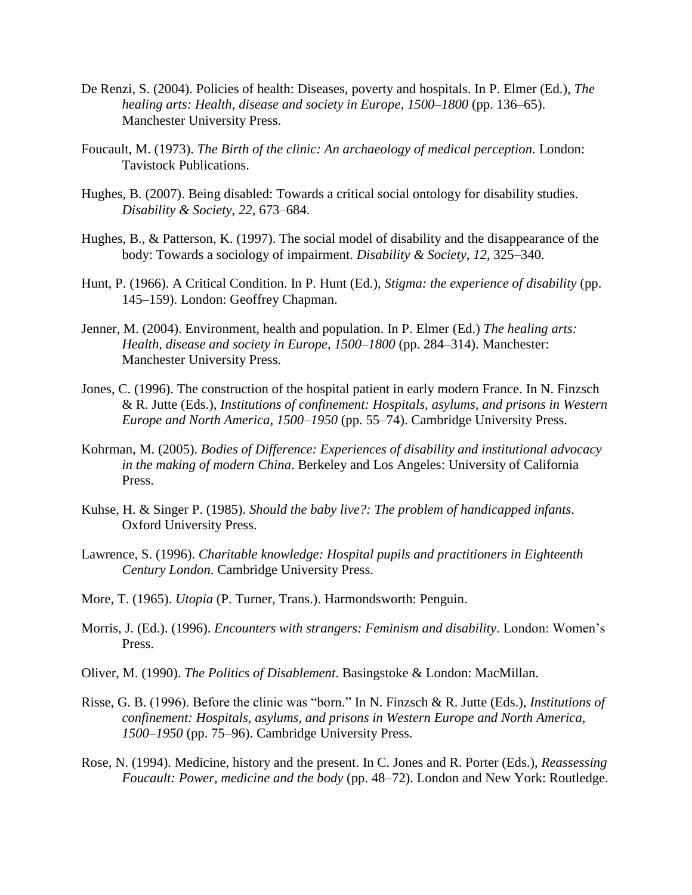De Renzi, S. (2004). Policies of health: Diseases, poverty and hospitals. In P. Elmer (Ed.), *The healing arts: Health, disease and society in Europe, 1500–1800* (pp. 136–65). Manchester University Press.

Foucault, M. (1973). *The Birth of the clinic: An archaeology of medical perception*. London: Tavistock Publications.

Hughes, B. (2007). Being disabled: Towards a critical social ontology for disability studies. *Disability & Society, 22,* 673–684.

Hughes, B., & Patterson, K. (1997). The social model of disability and the disappearance of the body: Towards a sociology of impairment. *Disability & Society, 12,* 325–340.

Hunt, P. (1966). A Critical Condition. In P. Hunt (Ed.), *Stigma: the experience of disability* (pp. 145–159). London: Geoffrey Chapman.

Jenner, M. (2004). Environment, health and population. In P. Elmer (Ed.) *The healing arts: Health, disease and society in Europe, 1500–1800* (pp. 284–314). Manchester: Manchester University Press.

Jones, C. (1996). The construction of the hospital patient in early modern France. In N. Finzsch & R. Jutte (Eds.), *Institutions of confinement: Hospitals, asylums, and prisons in Western Europe and North America, 1500–1950* (pp. 55–74). Cambridge University Press.

Kohrman, M. (2005). *Bodies of Difference: Experiences of disability and institutional advocacy in the making of modern China*. Berkeley and Los Angeles: University of California Press.

Kuhse, H. & Singer P. (1985). *Should the baby live?: The problem of handicapped infants*. Oxford University Press.

Lawrence, S. (1996). *Charitable knowledge: Hospital pupils and practitioners in Eighteenth Century London*. Cambridge University Press.

More, T. (1965). *Utopia* (P. Turner, Trans.). Harmondsworth: Penguin.

Morris, J. (Ed.). (1996). *Encounters with strangers: Feminism and disability*. London: Women's Press.

Oliver, M. (1990). *The Politics of Disablement*. Basingstoke & London: MacMillan.

Risse, G. B. (1996). Before the clinic was "born." In N. Finzsch & R. Jutte (Eds.), *Institutions of confinement: Hospitals, asylums, and prisons in Western Europe and North America, 1500–1950* (pp. 75–96). Cambridge University Press.

Rose, N. (1994). Medicine, history and the present. In C. Jones and R. Porter (Eds.), *Reassessing Foucault: Power, medicine and the body* (pp. 48–72). London and New York: Routledge.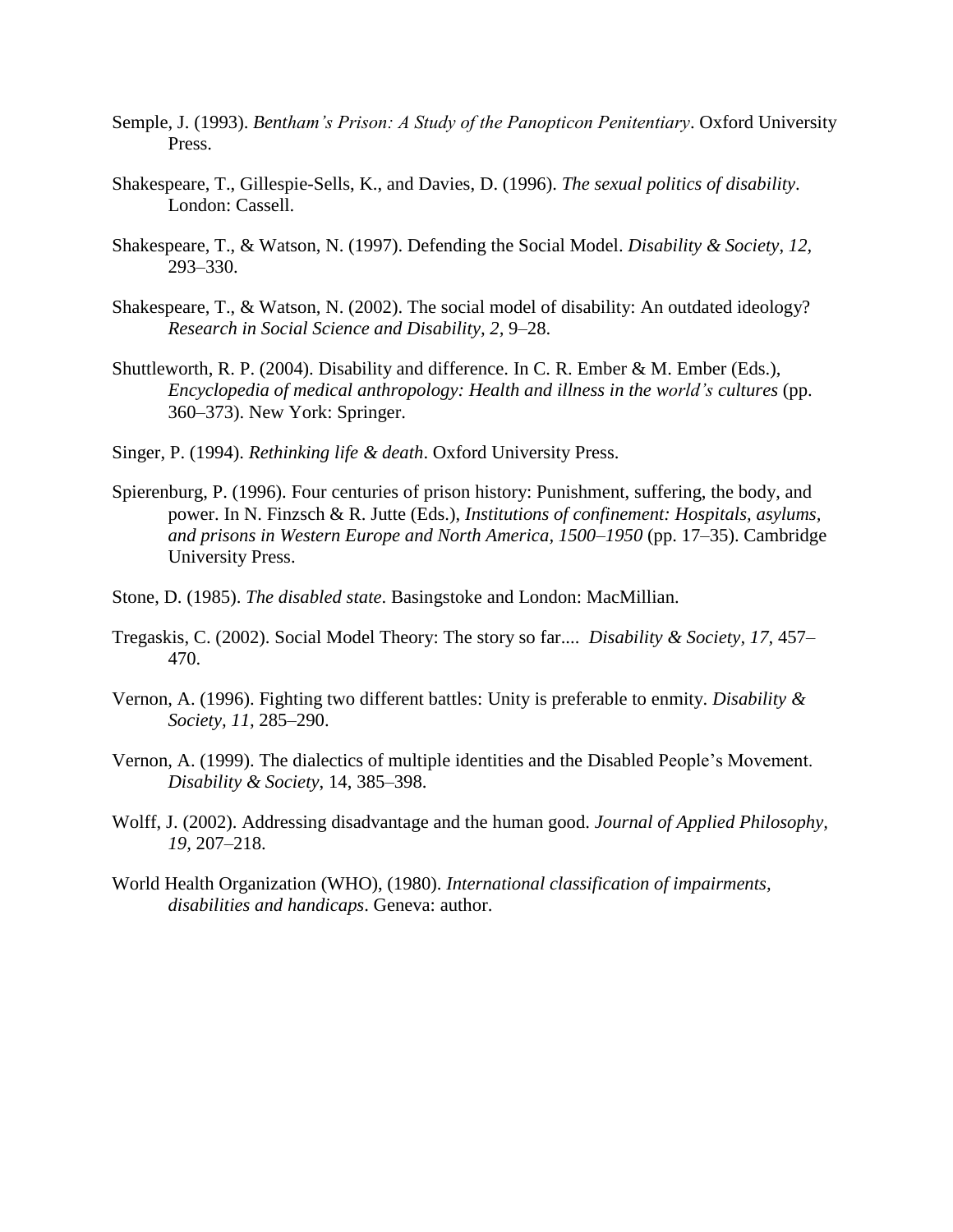Semple, J. (1993). *Bentham's Prison: A Study of the Panopticon Penitentiary*. Oxford University Press.

Shakespeare, T., Gillespie-Sells, K., and Davies, D. (1996). *The sexual politics of disability*. London: Cassell.

Shakespeare, T., & Watson, N. (1997). Defending the Social Model. *Disability & Society, 12*, 293–330.

Shakespeare, T., & Watson, N. (2002). The social model of disability: An outdated ideology? *Research in Social Science and Disability, 2*, 9–28.

Shuttleworth, R. P. (2004). Disability and difference. In C. R. Ember & M. Ember (Eds.), *Encyclopedia of medical anthropology: Health and illness in the world's cultures* (pp. 360–373). New York: Springer.

Singer, P. (1994). *Rethinking life & death*. Oxford University Press.

Spierenburg, P. (1996). Four centuries of prison history: Punishment, suffering, the body, and power. In N. Finzsch & R. Jutte (Eds.), *Institutions of confinement: Hospitals, asylums, and prisons in Western Europe and North America, 1500–1950* (pp. 17–35). Cambridge University Press.

Stone, D. (1985). *The disabled state*. Basingstoke and London: MacMillian.

Tregaskis, C. (2002). Social Model Theory: The story so far.... *Disability & Society, 17*, 457–470.

Vernon, A. (1996). Fighting two different battles: Unity is preferable to enmity. *Disability & Society, 11*, 285–290.

Vernon, A. (1999). The dialectics of multiple identities and the Disabled People's Movement. *Disability & Society*, 14, 385–398.

Wolff, J. (2002). Addressing disadvantage and the human good. *Journal of Applied Philosophy, 19*, 207–218.

World Health Organization (WHO), (1980). *International classification of impairments, disabilities and handicaps*. Geneva: author.